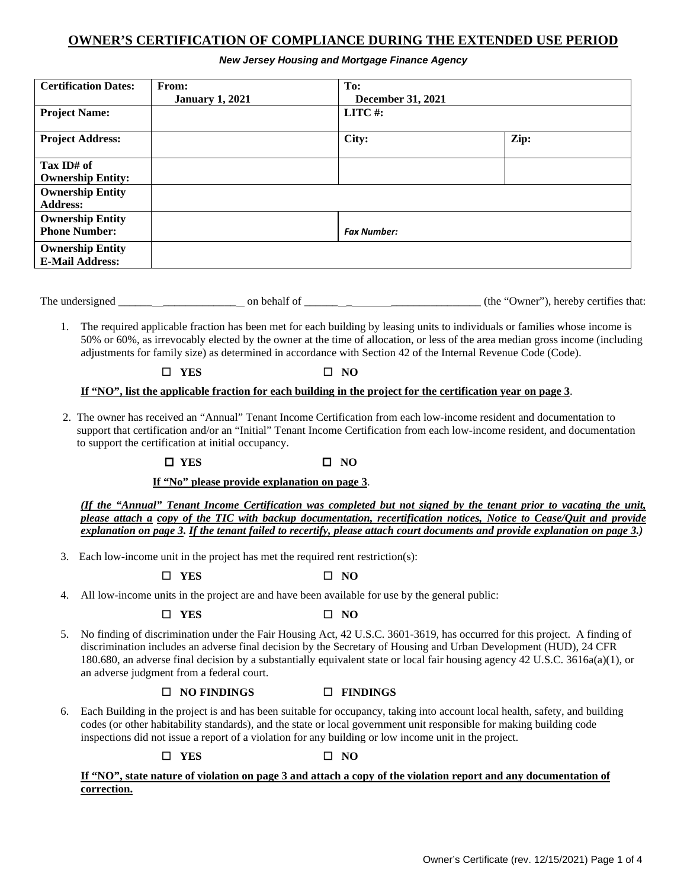# OWNER'S CERTIFICATION OF COMPLIANCE DURING THE EXTENDED USE PERIOD

***New Jersey Housing and Mortgage Finance Agency***

| **Certification Dates:** | **From: January 1, 2021** | **To: December 31, 2021** | |
|---|---|---|---|
| **Project Name:** | | **LITC #:** | |
| **Project Address:** | | **City:** | **Zip:** |
| **Tax ID# of Ownership Entity:** | | | |
| **Ownership Entity Address:** | | | |
| **Ownership Entity Phone Number:** | | ***Fax Number:*** | |
| **Ownership Entity E-Mail Address:** | | | |

The undersigned ______________________ on behalf of ________________________________ (the "Owner"), hereby certifies that:

1. The required applicable fraction has been met for each building by leasing units to individuals or families whose income is 50% or 60%, as irrevocably elected by the owner at the time of allocation, or less of the area median gross income (including adjustments for family size) as determined in accordance with Section 42 of the Internal Revenue Code (Code).

   ☐ **YES** ☐ **NO**

   **If "NO", list the applicable fraction for each building in the project for the certification year on page 3**.

2. The owner has received an "Annual" Tenant Income Certification from each low-income resident and documentation to support that certification and/or an "Initial" Tenant Income Certification from each low-income resident, and documentation to support the certification at initial occupancy.

   ☐ **YES** ☐ **NO**

   **If "No" please provide explanation on page 3**.

   ***(If the "Annual" Tenant Income Certification was completed but not signed by the tenant prior to vacating the unit, please attach a copy of the TIC with backup documentation, recertification notices, Notice to Cease/Quit and provide explanation on page 3. If the tenant failed to recertify, please attach court documents and provide explanation on page 3.)***

3. Each low-income unit in the project has met the required rent restriction(s):

   ☐ **YES** ☐ **NO**

4. All low-income units in the project are and have been available for use by the general public:

   ☐ **YES** ☐ **NO**

5. No finding of discrimination under the Fair Housing Act, 42 U.S.C. 3601-3619, has occurred for this project. A finding of discrimination includes an adverse final decision by the Secretary of Housing and Urban Development (HUD), 24 CFR 180.680, an adverse final decision by a substantially equivalent state or local fair housing agency 42 U.S.C. 3616a(a)(1), or an adverse judgment from a federal court.

   ☐ **NO FINDINGS** ☐ **FINDINGS**

6. Each Building in the project is and has been suitable for occupancy, taking into account local health, safety, and building codes (or other habitability standards), and the state or local government unit responsible for making building code inspections did not issue a report of a violation for any building or low income unit in the project.

   ☐ **YES** ☐ **NO**

   **If "NO", state nature of violation on page 3 and attach a copy of the violation report and any documentation of correction.**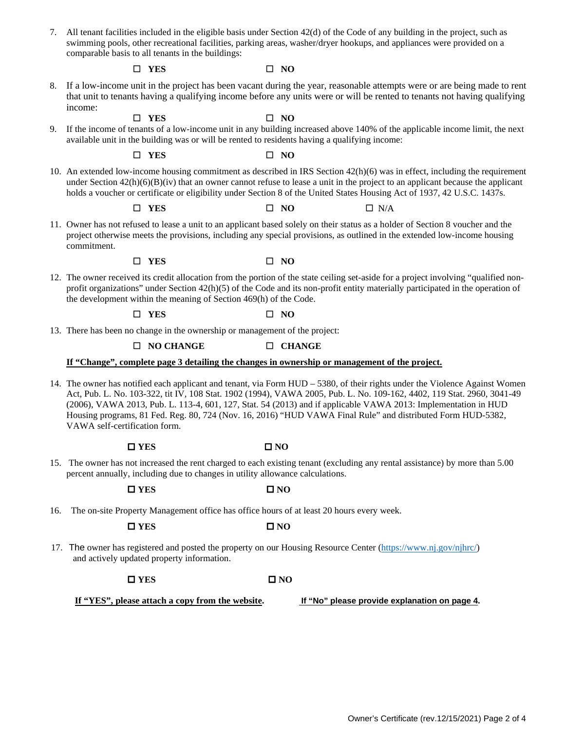7. All tenant facilities included in the eligible basis under Section 42(d) of the Code of any building in the project, such as swimming pools, other recreational facilities, parking areas, washer/dryer hookups, and appliances were provided on a comparable basis to all tenants in the buildings:

   ☐ **YES** ☐ **NO**

8. If a low-income unit in the project has been vacant during the year, reasonable attempts were or are being made to rent that unit to tenants having a qualifying income before any units were or will be rented to tenants not having qualifying income:

   ☐ **YES** ☐ **NO**

9. If the income of tenants of a low-income unit in any building increased above 140% of the applicable income limit, the next available unit in the building was or will be rented to residents having a qualifying income:

   ☐ **YES** ☐ **NO**

10. An extended low-income housing commitment as described in IRS Section 42(h)(6) was in effect, including the requirement under Section 42(h)(6)(B)(iv) that an owner cannot refuse to lease a unit in the project to an applicant because the applicant holds a voucher or certificate or eligibility under Section 8 of the United States Housing Act of 1937, 42 U.S.C. 1437s.

    ☐ **YES** ☐ **NO** ☐ N/A

11. Owner has not refused to lease a unit to an applicant based solely on their status as a holder of Section 8 voucher and the project otherwise meets the provisions, including any special provisions, as outlined in the extended low-income housing commitment.

    ☐ **YES** ☐ **NO**

12. The owner received its credit allocation from the portion of the state ceiling set-aside for a project involving "qualified non-profit organizations" under Section 42(h)(5) of the Code and its non-profit entity materially participated in the operation of the development within the meaning of Section 469(h) of the Code.

    ☐ **YES** ☐ **NO**

13. There has been no change in the ownership or management of the project:

    ☐ **NO CHANGE** ☐ **CHANGE**

    **If "Change", complete page 3 detailing the changes in ownership or management of the project.**

14. The owner has notified each applicant and tenant, via Form HUD – 5380, of their rights under the Violence Against Women Act, Pub. L. No. 103-322, tit IV, 108 Stat. 1902 (1994), VAWA 2005, Pub. L. No. 109-162, 4402, 119 Stat. 2960, 3041-49 (2006), VAWA 2013, Pub. L. 113-4, 601, 127, Stat. 54 (2013) and if applicable VAWA 2013: Implementation in HUD Housing programs, 81 Fed. Reg. 80, 724 (Nov. 16, 2016) "HUD VAWA Final Rule" and distributed Form HUD-5382, VAWA self-certification form.

    ☐ **YES** ☐ **NO**

15. The owner has not increased the rent charged to each existing tenant (excluding any rental assistance) by more than 5.00 percent annually, including due to changes in utility allowance calculations.

    ☐ **YES** ☐ **NO**

16. The on-site Property Management office has office hours of at least 20 hours every week.

    ☐ **YES** ☐ **NO**

17. The owner has registered and posted the property on our Housing Resource Center (https://www.nj.gov/njhrc/) and actively updated property information.

    ☐ **YES** ☐ **NO**

    **If "YES", please attach a copy from the website.** **If "No" please provide explanation on page 4.**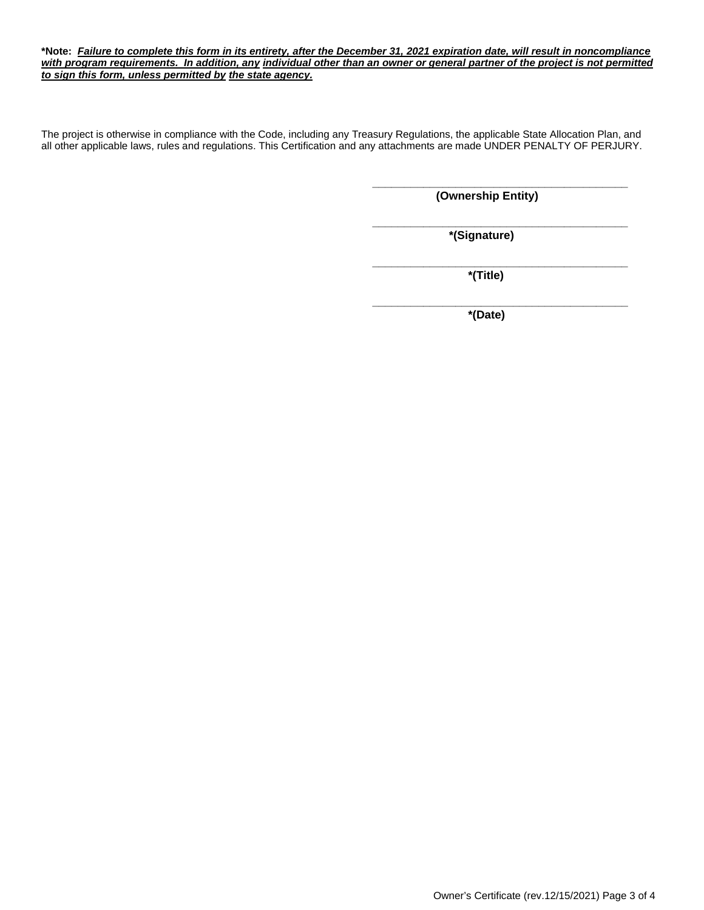**\*Note:** ***Failure to complete this form in its entirety, after the December 31, 2021 expiration date, will result in noncompliance with program requirements. In addition, any individual other than an owner or general partner of the project is not permitted to sign this form, unless permitted by the state agency.***

The project is otherwise in compliance with the Code, including any Treasury Regulations, the applicable State Allocation Plan, and all other applicable laws, rules and regulations. This Certification and any attachments are made UNDER PENALTY OF PERJURY.

\_\_\_\_\_\_\_\_\_\_\_\_\_\_\_\_\_\_\_\_\_\_\_\_\_\_\_\_\_\_\_\_\_\_\_\_\_\_\_\_\_\_\_\_
**(Ownership Entity)**

\_\_\_\_\_\_\_\_\_\_\_\_\_\_\_\_\_\_\_\_\_\_\_\_\_\_\_\_\_\_\_\_\_\_\_\_\_\_\_\_\_\_\_\_
**\*(Signature)**

\_\_\_\_\_\_\_\_\_\_\_\_\_\_\_\_\_\_\_\_\_\_\_\_\_\_\_\_\_\_\_\_\_\_\_\_\_\_\_\_\_\_\_\_
**\*(Title)**

\_\_\_\_\_\_\_\_\_\_\_\_\_\_\_\_\_\_\_\_\_\_\_\_\_\_\_\_\_\_\_\_\_\_\_\_\_\_\_\_\_\_\_\_
**\*(Date)**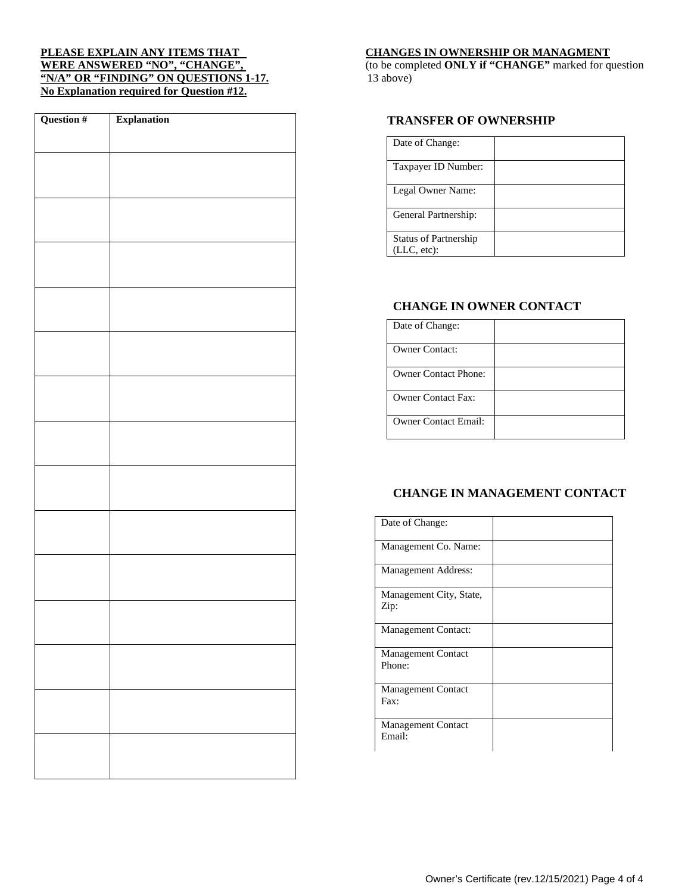**PLEASE EXPLAIN ANY ITEMS THAT WERE ANSWERED "NO", "CHANGE", "N/A" OR "FINDING" ON QUESTIONS 1-17. No Explanation required for Question #12.**

| Question # | Explanation |
|---|---|
| | |
| | |
| | |
| | |
| | |
| | |
| | |
| | |
| | |
| | |
| | |
| | |
| | |
| | |

**CHANGES IN OWNERSHIP OR MANAGMENT**
(to be completed **ONLY if "CHANGE"** marked for question 13 above)

### TRANSFER OF OWNERSHIP

| | |
|---|---|
| Date of Change: | |
| Taxpayer ID Number: | |
| Legal Owner Name: | |
| General Partnership: | |
| Status of Partnership (LLC, etc): | |

### CHANGE IN OWNER CONTACT

| | |
|---|---|
| Date of Change: | |
| Owner Contact: | |
| Owner Contact Phone: | |
| Owner Contact Fax: | |
| Owner Contact Email: | |

### CHANGE IN MANAGEMENT CONTACT

| | |
|---|---|
| Date of Change: | |
| Management Co. Name: | |
| Management Address: | |
| Management City, State, Zip: | |
| Management Contact: | |
| Management Contact Phone: | |
| Management Contact Fax: | |
| Management Contact Email: | |

Owner's Certificate (rev.12/15/2021)